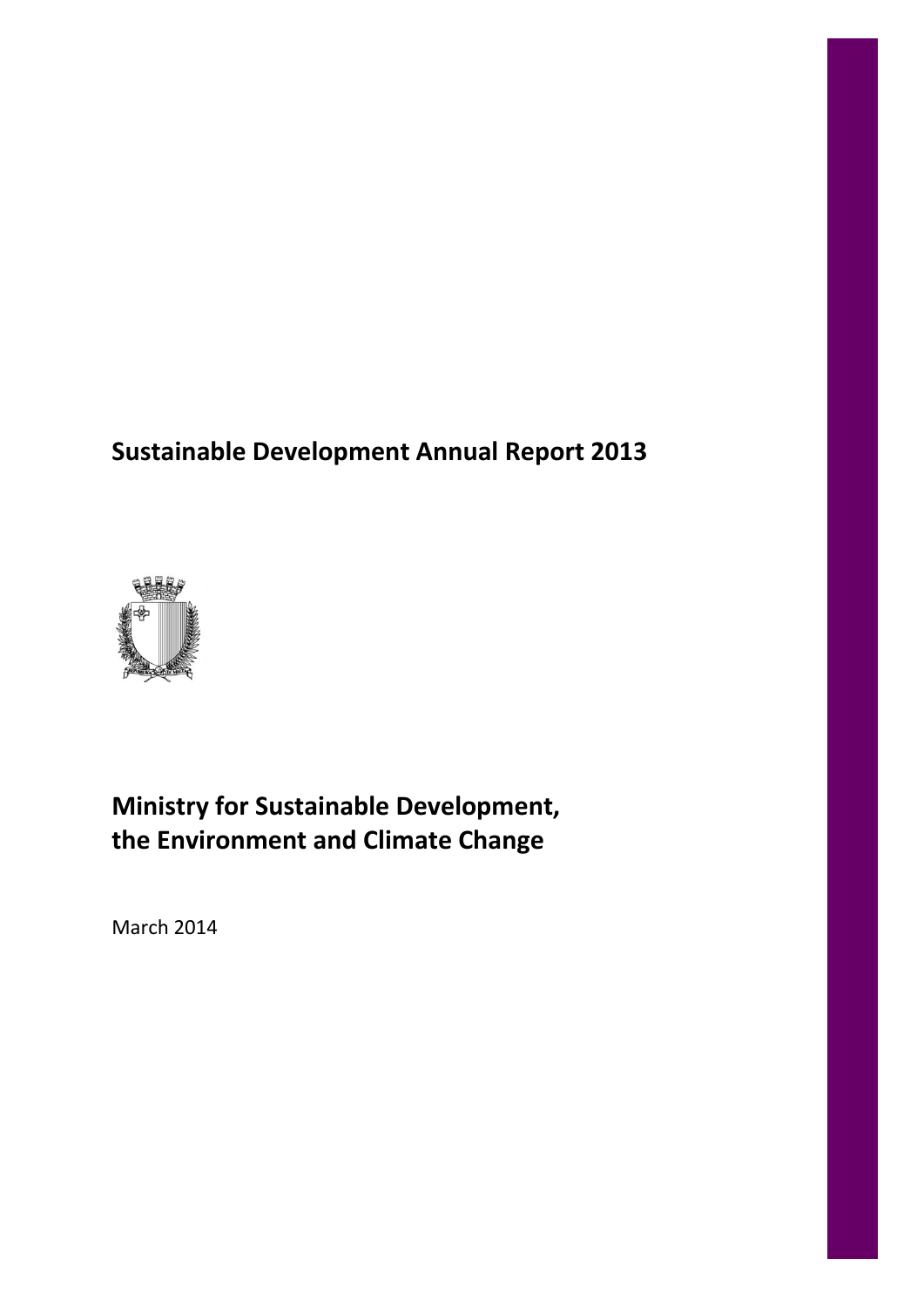# Sustainable Development Annual Report 2013

## Ministry for Sustainable Development, the Environment and Climate Change

March 2014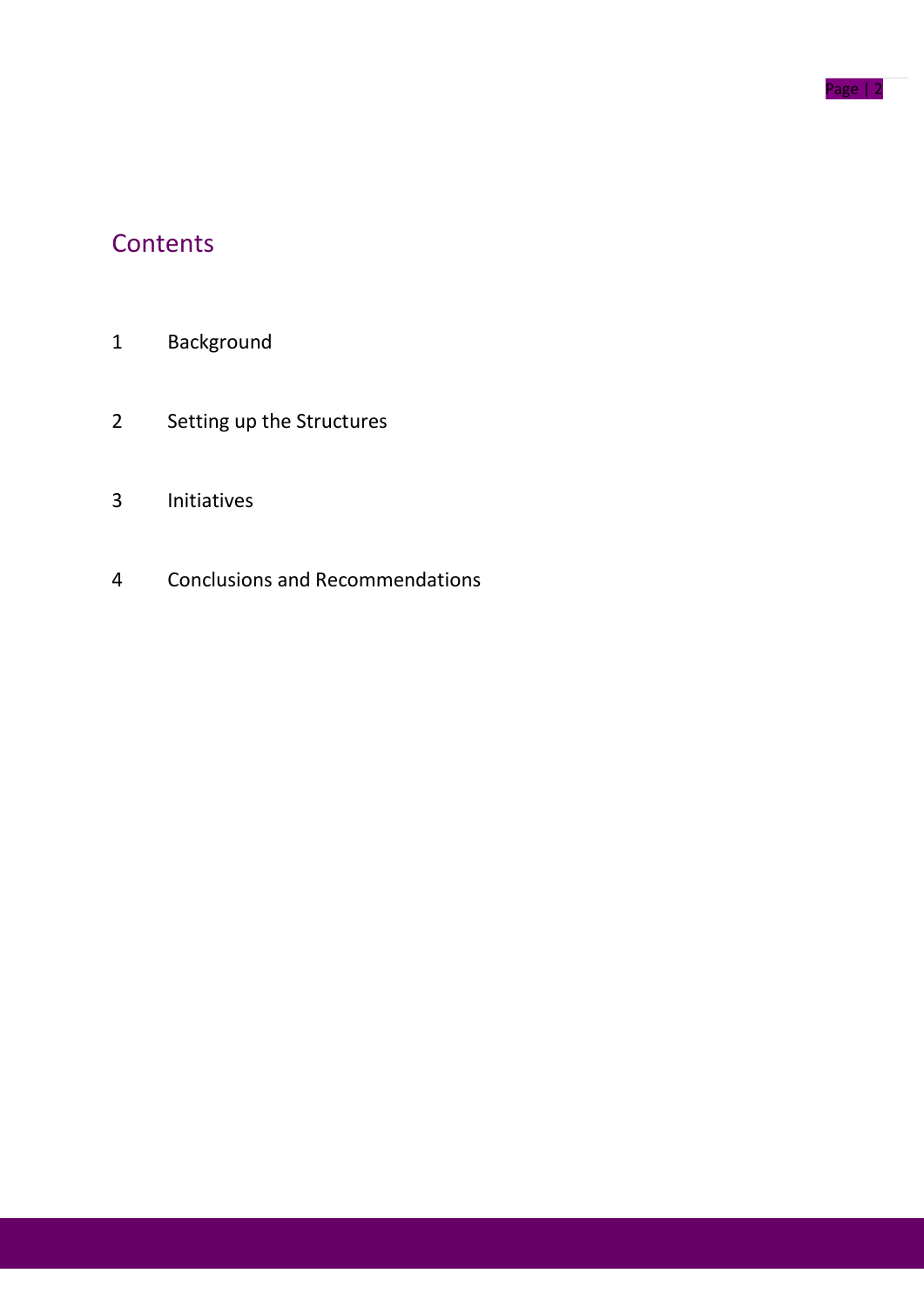# Contents

1 Background

2 Setting up the Structures

3 Initiatives

4 Conclusions and Recommendations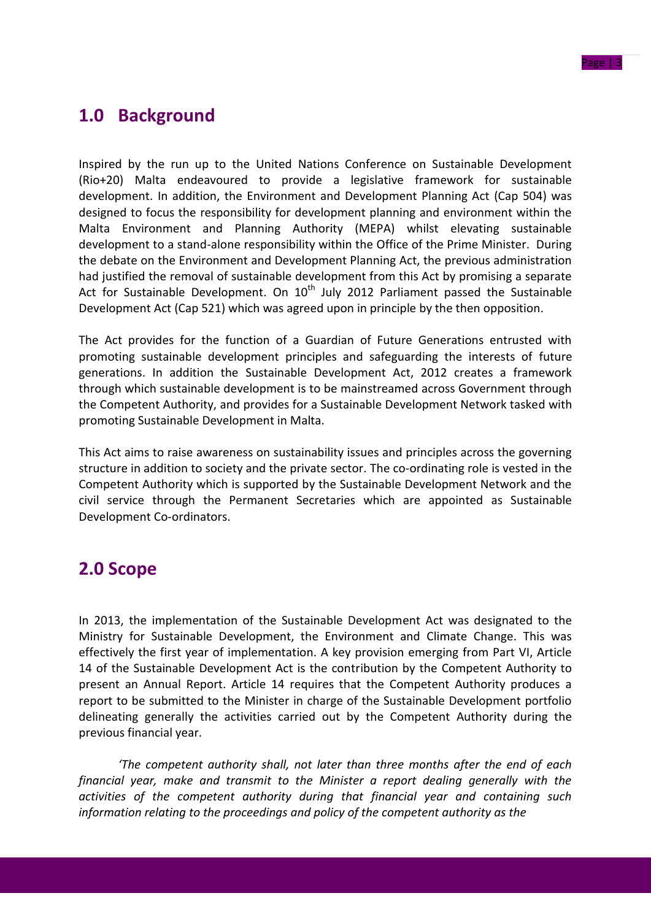# 1.0 Background

Inspired by the run up to the United Nations Conference on Sustainable Development (Rio+20) Malta endeavoured to provide a legislative framework for sustainable development. In addition, the Environment and Development Planning Act (Cap 504) was designed to focus the responsibility for development planning and environment within the Malta Environment and Planning Authority (MEPA) whilst elevating sustainable development to a stand-alone responsibility within the Office of the Prime Minister. During the debate on the Environment and Development Planning Act, the previous administration had justified the removal of sustainable development from this Act by promising a separate Act for Sustainable Development. On 10th July 2012 Parliament passed the Sustainable Development Act (Cap 521) which was agreed upon in principle by the then opposition.

The Act provides for the function of a Guardian of Future Generations entrusted with promoting sustainable development principles and safeguarding the interests of future generations. In addition the Sustainable Development Act, 2012 creates a framework through which sustainable development is to be mainstreamed across Government through the Competent Authority, and provides for a Sustainable Development Network tasked with promoting Sustainable Development in Malta.

This Act aims to raise awareness on sustainability issues and principles across the governing structure in addition to society and the private sector. The co-ordinating role is vested in the Competent Authority which is supported by the Sustainable Development Network and the civil service through the Permanent Secretaries which are appointed as Sustainable Development Co-ordinators.

# 2.0 Scope

In 2013, the implementation of the Sustainable Development Act was designated to the Ministry for Sustainable Development, the Environment and Climate Change. This was effectively the first year of implementation. A key provision emerging from Part VI, Article 14 of the Sustainable Development Act is the contribution by the Competent Authority to present an Annual Report. Article 14 requires that the Competent Authority produces a report to be submitted to the Minister in charge of the Sustainable Development portfolio delineating generally the activities carried out by the Competent Authority during the previous financial year.

*'The competent authority shall, not later than three months after the end of each financial year, make and transmit to the Minister a report dealing generally with the activities of the competent authority during that financial year and containing such information relating to the proceedings and policy of the competent authority as the*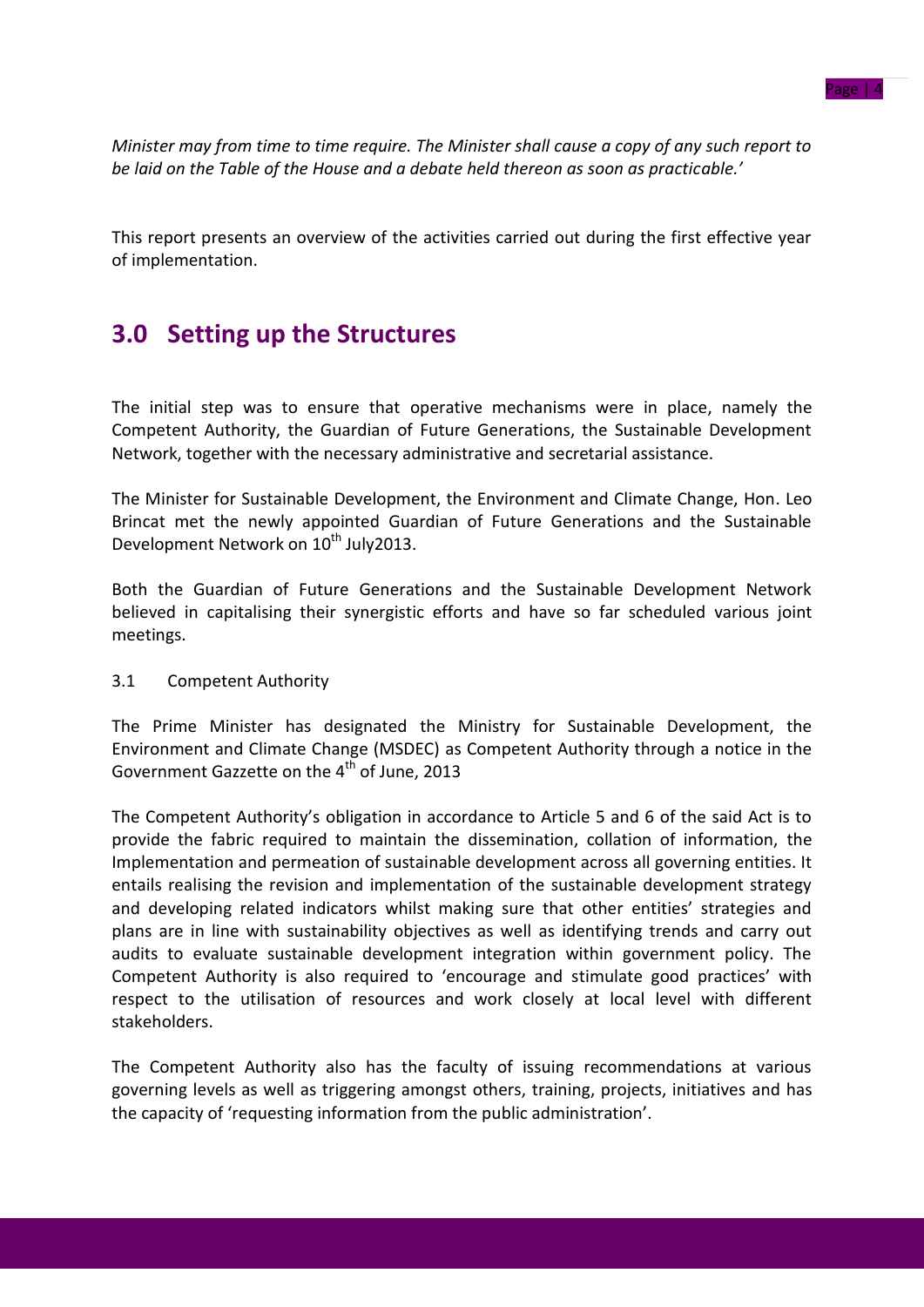*Minister may from time to time require. The Minister shall cause a copy of any such report to be laid on the Table of the House and a debate held thereon as soon as practicable.'*

This report presents an overview of the activities carried out during the first effective year of implementation.

## 3.0 Setting up the Structures

The initial step was to ensure that operative mechanisms were in place, namely the Competent Authority, the Guardian of Future Generations, the Sustainable Development Network, together with the necessary administrative and secretarial assistance.

The Minister for Sustainable Development, the Environment and Climate Change, Hon. Leo Brincat met the newly appointed Guardian of Future Generations and the Sustainable Development Network on 10th July2013.

Both the Guardian of Future Generations and the Sustainable Development Network believed in capitalising their synergistic efforts and have so far scheduled various joint meetings.

3.1 Competent Authority

The Prime Minister has designated the Ministry for Sustainable Development, the Environment and Climate Change (MSDEC) as Competent Authority through a notice in the Government Gazzette on the 4th of June, 2013

The Competent Authority's obligation in accordance to Article 5 and 6 of the said Act is to provide the fabric required to maintain the dissemination, collation of information, the Implementation and permeation of sustainable development across all governing entities. It entails realising the revision and implementation of the sustainable development strategy and developing related indicators whilst making sure that other entities' strategies and plans are in line with sustainability objectives as well as identifying trends and carry out audits to evaluate sustainable development integration within government policy. The Competent Authority is also required to 'encourage and stimulate good practices' with respect to the utilisation of resources and work closely at local level with different stakeholders.

The Competent Authority also has the faculty of issuing recommendations at various governing levels as well as triggering amongst others, training, projects, initiatives and has the capacity of 'requesting information from the public administration'.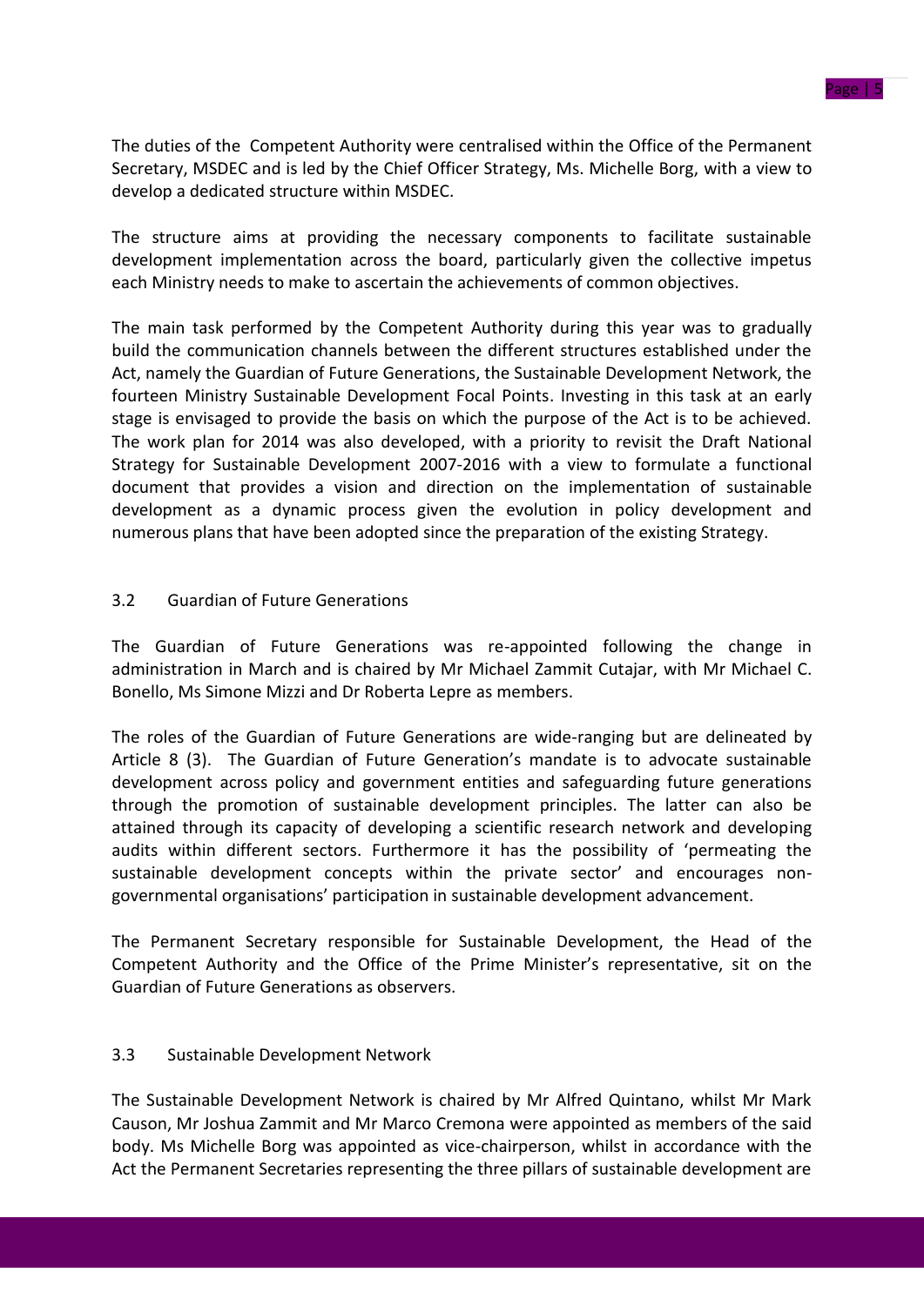The duties of the  Competent Authority were centralised within the Office of the Permanent Secretary, MSDEC and is led by the Chief Officer Strategy, Ms. Michelle Borg, with a view to develop a dedicated structure within MSDEC.

The structure aims at providing the necessary components to facilitate sustainable development implementation across the board, particularly given the collective impetus each Ministry needs to make to ascertain the achievements of common objectives.

The main task performed by the Competent Authority during this year was to gradually build the communication channels between the different structures established under the Act, namely the Guardian of Future Generations, the Sustainable Development Network, the fourteen Ministry Sustainable Development Focal Points. Investing in this task at an early stage is envisaged to provide the basis on which the purpose of the Act is to be achieved. The work plan for 2014 was also developed, with a priority to revisit the Draft National Strategy for Sustainable Development 2007-2016 with a view to formulate a functional document that provides a vision and direction on the implementation of sustainable development as a dynamic process given the evolution in policy development and numerous plans that have been adopted since the preparation of the existing Strategy.

### 3.2 Guardian of Future Generations

The Guardian of Future Generations was re-appointed following the change in administration in March and is chaired by Mr Michael Zammit Cutajar, with Mr Michael C. Bonello, Ms Simone Mizzi and Dr Roberta Lepre as members.

The roles of the Guardian of Future Generations are wide-ranging but are delineated by Article 8 (3).  The Guardian of Future Generation's mandate is to advocate sustainable development across policy and government entities and safeguarding future generations through the promotion of sustainable development principles. The latter can also be attained through its capacity of developing a scientific research network and developing audits within different sectors. Furthermore it has the possibility of 'permeating the sustainable development concepts within the private sector' and encourages non-governmental organisations' participation in sustainable development advancement.

The Permanent Secretary responsible for Sustainable Development, the Head of the Competent Authority and the Office of the Prime Minister's representative, sit on the Guardian of Future Generations as observers.

### 3.3 Sustainable Development Network

The Sustainable Development Network is chaired by Mr Alfred Quintano, whilst Mr Mark Causon, Mr Joshua Zammit and Mr Marco Cremona were appointed as members of the said body. Ms Michelle Borg was appointed as vice-chairperson, whilst in accordance with the Act the Permanent Secretaries representing the three pillars of sustainable development are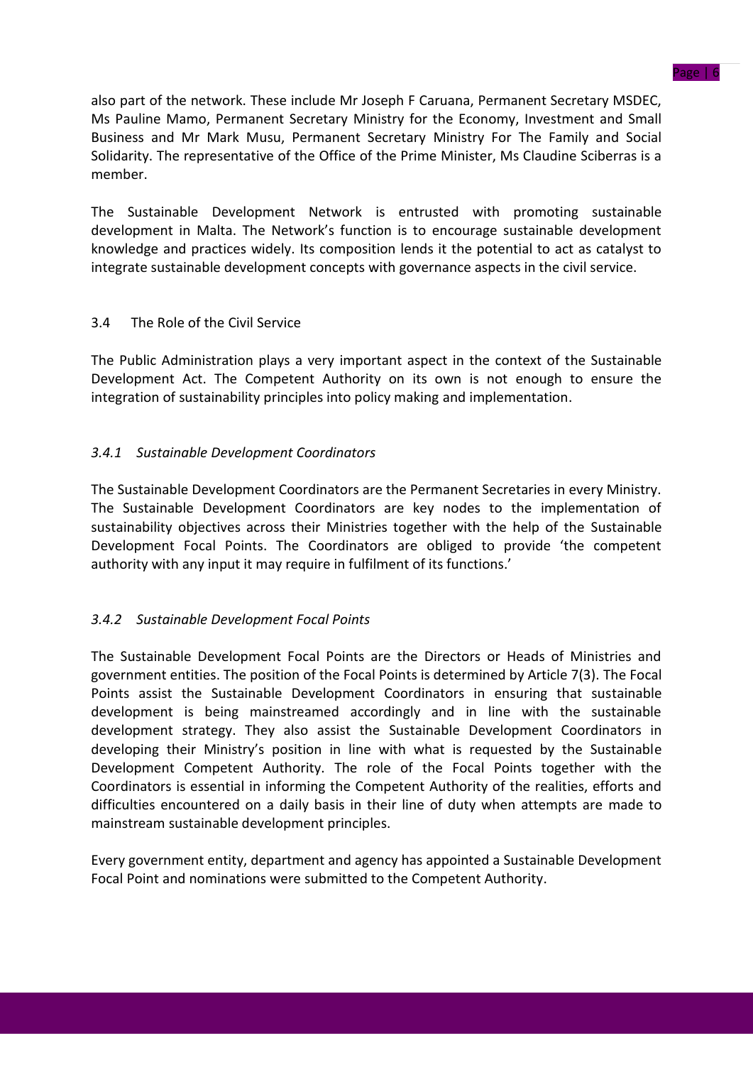also part of the network. These include Mr Joseph F Caruana, Permanent Secretary MSDEC, Ms Pauline Mamo, Permanent Secretary Ministry for the Economy, Investment and Small Business and Mr Mark Musu, Permanent Secretary Ministry For The Family and Social Solidarity. The representative of the Office of the Prime Minister, Ms Claudine Sciberras is a member.

The Sustainable Development Network is entrusted with promoting sustainable development in Malta. The Network's function is to encourage sustainable development knowledge and practices widely. Its composition lends it the potential to act as catalyst to integrate sustainable development concepts with governance aspects in the civil service.

## 3.4 The Role of the Civil Service

The Public Administration plays a very important aspect in the context of the Sustainable Development Act. The Competent Authority on its own is not enough to ensure the integration of sustainability principles into policy making and implementation.

### *3.4.1 Sustainable Development Coordinators*

The Sustainable Development Coordinators are the Permanent Secretaries in every Ministry. The Sustainable Development Coordinators are key nodes to the implementation of sustainability objectives across their Ministries together with the help of the Sustainable Development Focal Points. The Coordinators are obliged to provide 'the competent authority with any input it may require in fulfilment of its functions.'

### *3.4.2 Sustainable Development Focal Points*

The Sustainable Development Focal Points are the Directors or Heads of Ministries and government entities. The position of the Focal Points is determined by Article 7(3). The Focal Points assist the Sustainable Development Coordinators in ensuring that sustainable development is being mainstreamed accordingly and in line with the sustainable development strategy. They also assist the Sustainable Development Coordinators in developing their Ministry's position in line with what is requested by the Sustainable Development Competent Authority. The role of the Focal Points together with the Coordinators is essential in informing the Competent Authority of the realities, efforts and difficulties encountered on a daily basis in their line of duty when attempts are made to mainstream sustainable development principles.

Every government entity, department and agency has appointed a Sustainable Development Focal Point and nominations were submitted to the Competent Authority.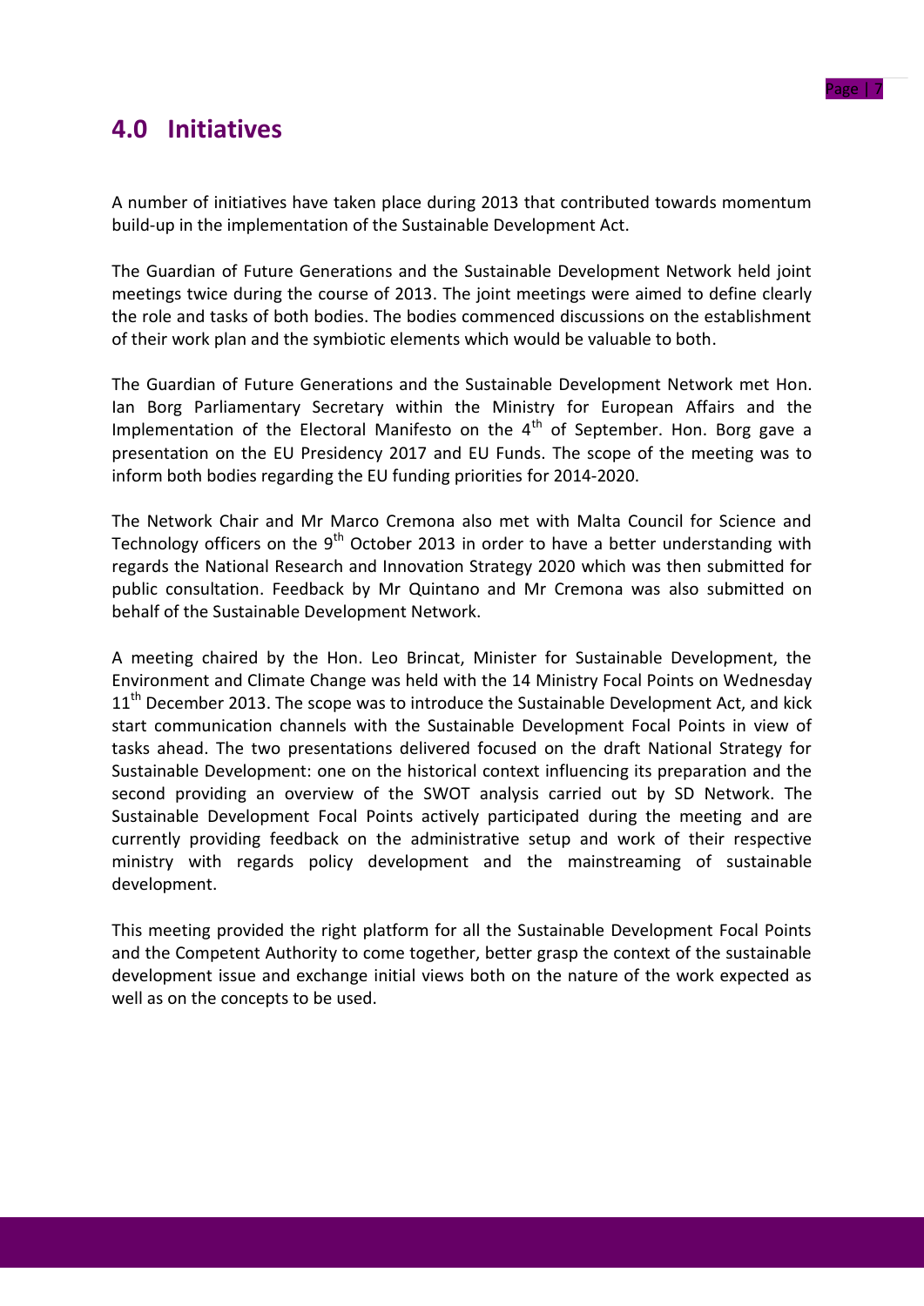# 4.0 Initiatives

A number of initiatives have taken place during 2013 that contributed towards momentum build-up in the implementation of the Sustainable Development Act.

The Guardian of Future Generations and the Sustainable Development Network held joint meetings twice during the course of 2013. The joint meetings were aimed to define clearly the role and tasks of both bodies. The bodies commenced discussions on the establishment of their work plan and the symbiotic elements which would be valuable to both.

The Guardian of Future Generations and the Sustainable Development Network met Hon. Ian Borg Parliamentary Secretary within the Ministry for European Affairs and the Implementation of the Electoral Manifesto on the 4th of September. Hon. Borg gave a presentation on the EU Presidency 2017 and EU Funds. The scope of the meeting was to inform both bodies regarding the EU funding priorities for 2014-2020.

The Network Chair and Mr Marco Cremona also met with Malta Council for Science and Technology officers on the 9th October 2013 in order to have a better understanding with regards the National Research and Innovation Strategy 2020 which was then submitted for public consultation. Feedback by Mr Quintano and Mr Cremona was also submitted on behalf of the Sustainable Development Network.

A meeting chaired by the Hon. Leo Brincat, Minister for Sustainable Development, the Environment and Climate Change was held with the 14 Ministry Focal Points on Wednesday 11th December 2013. The scope was to introduce the Sustainable Development Act, and kick start communication channels with the Sustainable Development Focal Points in view of tasks ahead. The two presentations delivered focused on the draft National Strategy for Sustainable Development: one on the historical context influencing its preparation and the second providing an overview of the SWOT analysis carried out by SD Network. The Sustainable Development Focal Points actively participated during the meeting and are currently providing feedback on the administrative setup and work of their respective ministry with regards policy development and the mainstreaming of sustainable development.

This meeting provided the right platform for all the Sustainable Development Focal Points and the Competent Authority to come together, better grasp the context of the sustainable development issue and exchange initial views both on the nature of the work expected as well as on the concepts to be used.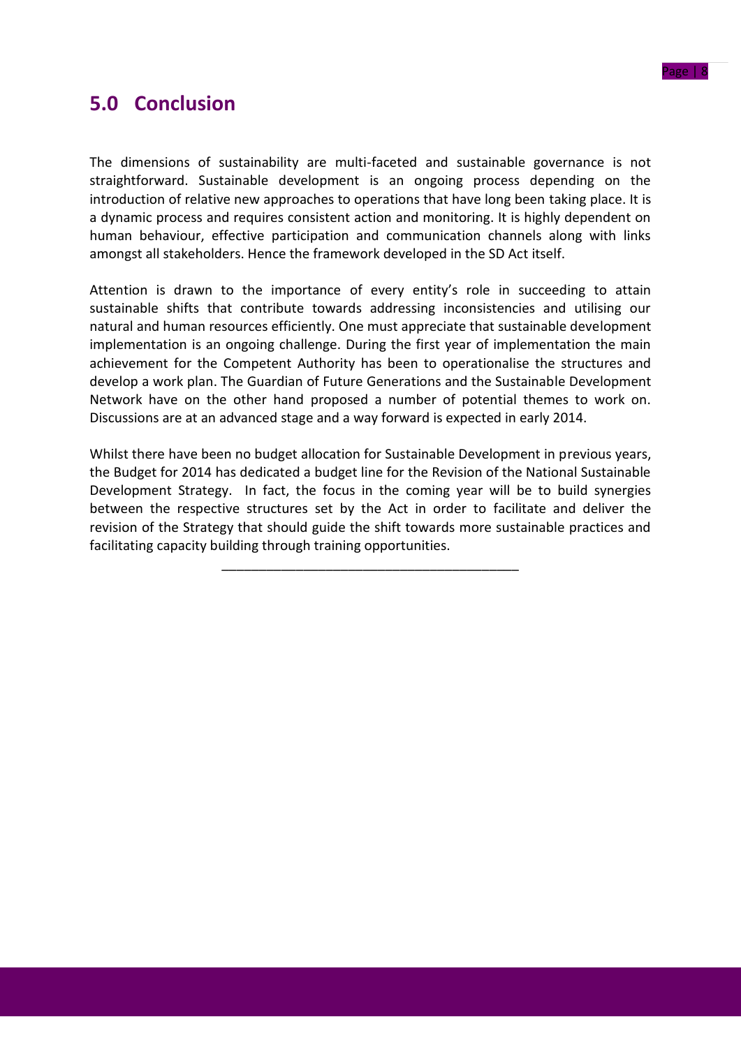## 5.0 Conclusion

The dimensions of sustainability are multi-faceted and sustainable governance is not straightforward. Sustainable development is an ongoing process depending on the introduction of relative new approaches to operations that have long been taking place. It is a dynamic process and requires consistent action and monitoring. It is highly dependent on human behaviour, effective participation and communication channels along with links amongst all stakeholders. Hence the framework developed in the SD Act itself.

Attention is drawn to the importance of every entity's role in succeeding to attain sustainable shifts that contribute towards addressing inconsistencies and utilising our natural and human resources efficiently. One must appreciate that sustainable development implementation is an ongoing challenge. During the first year of implementation the main achievement for the Competent Authority has been to operationalise the structures and develop a work plan. The Guardian of Future Generations and the Sustainable Development Network have on the other hand proposed a number of potential themes to work on. Discussions are at an advanced stage and a way forward is expected in early 2014.

Whilst there have been no budget allocation for Sustainable Development in previous years, the Budget for 2014 has dedicated a budget line for the Revision of the National Sustainable Development Strategy. In fact, the focus in the coming year will be to build synergies between the respective structures set by the Act in order to facilitate and deliver the revision of the Strategy that should guide the shift towards more sustainable practices and facilitating capacity building through training opportunities.

---